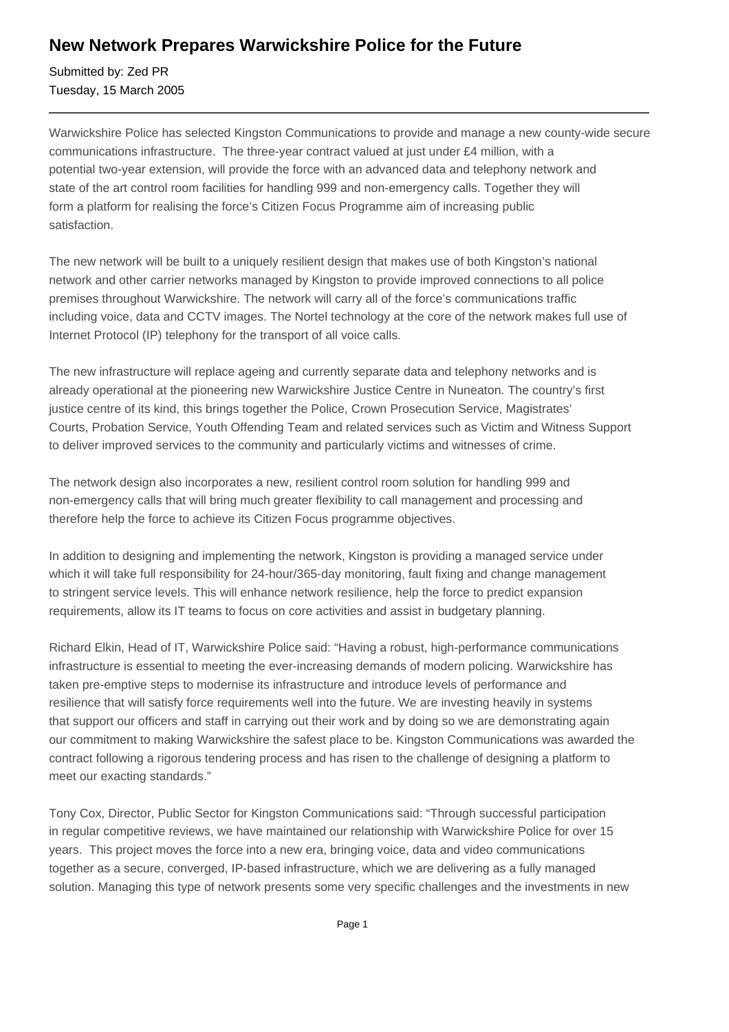# New Network Prepares Warwickshire Police for the Future

Submitted by: Zed PR
Tuesday, 15 March 2005

---

Warwickshire Police has selected Kingston Communications to provide and manage a new county-wide secure communications infrastructure. The three-year contract valued at just under £4 million, with a potential two-year extension, will provide the force with an advanced data and telephony network and state of the art control room facilities for handling 999 and non-emergency calls. Together they will form a platform for realising the force's Citizen Focus Programme aim of increasing public satisfaction.

The new network will be built to a uniquely resilient design that makes use of both Kingston's national network and other carrier networks managed by Kingston to provide improved connections to all police premises throughout Warwickshire. The network will carry all of the force's communications traffic including voice, data and CCTV images. The Nortel technology at the core of the network makes full use of Internet Protocol (IP) telephony for the transport of all voice calls.

The new infrastructure will replace ageing and currently separate data and telephony networks and is already operational at the pioneering new Warwickshire Justice Centre in Nuneaton. The country's first justice centre of its kind, this brings together the Police, Crown Prosecution Service, Magistrates' Courts, Probation Service, Youth Offending Team and related services such as Victim and Witness Support to deliver improved services to the community and particularly victims and witnesses of crime.

The network design also incorporates a new, resilient control room solution for handling 999 and non-emergency calls that will bring much greater flexibility to call management and processing and therefore help the force to achieve its Citizen Focus programme objectives.

In addition to designing and implementing the network, Kingston is providing a managed service under which it will take full responsibility for 24-hour/365-day monitoring, fault fixing and change management to stringent service levels. This will enhance network resilience, help the force to predict expansion requirements, allow its IT teams to focus on core activities and assist in budgetary planning.

Richard Elkin, Head of IT, Warwickshire Police said: "Having a robust, high-performance communications infrastructure is essential to meeting the ever-increasing demands of modern policing. Warwickshire has taken pre-emptive steps to modernise its infrastructure and introduce levels of performance and resilience that will satisfy force requirements well into the future. We are investing heavily in systems that support our officers and staff in carrying out their work and by doing so we are demonstrating again our commitment to making Warwickshire the safest place to be. Kingston Communications was awarded the contract following a rigorous tendering process and has risen to the challenge of designing a platform to meet our exacting standards."

Tony Cox, Director, Public Sector for Kingston Communications said: "Through successful participation in regular competitive reviews, we have maintained our relationship with Warwickshire Police for over 15 years. This project moves the force into a new era, bringing voice, data and video communications together as a secure, converged, IP-based infrastructure, which we are delivering as a fully managed solution. Managing this type of network presents some very specific challenges and the investments in new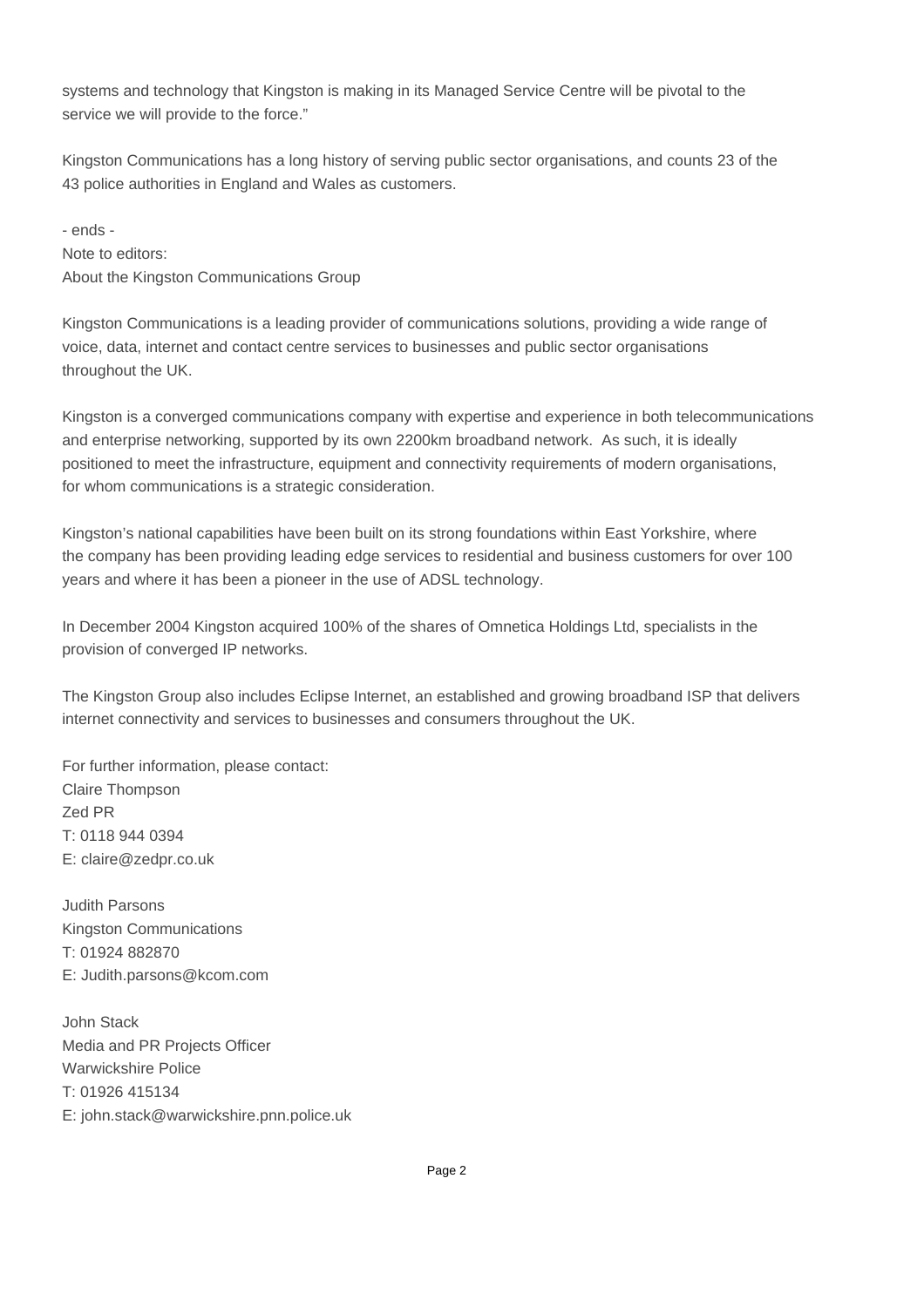systems and technology that Kingston is making in its Managed Service Centre will be pivotal to the service we will provide to the force."

Kingston Communications has a long history of serving public sector organisations, and counts 23 of the 43 police authorities in England and Wales as customers.

- ends -

Note to editors:

About the Kingston Communications Group

Kingston Communications is a leading provider of communications solutions, providing a wide range of voice, data, internet and contact centre services to businesses and public sector organisations throughout the UK.

Kingston is a converged communications company with expertise and experience in both telecommunications and enterprise networking, supported by its own 2200km broadband network. As such, it is ideally positioned to meet the infrastructure, equipment and connectivity requirements of modern organisations, for whom communications is a strategic consideration.

Kingston's national capabilities have been built on its strong foundations within East Yorkshire, where the company has been providing leading edge services to residential and business customers for over 100 years and where it has been a pioneer in the use of ADSL technology.

In December 2004 Kingston acquired 100% of the shares of Omnetica Holdings Ltd, specialists in the provision of converged IP networks.

The Kingston Group also includes Eclipse Internet, an established and growing broadband ISP that delivers internet connectivity and services to businesses and consumers throughout the UK.

For further information, please contact:  
Claire Thompson  
Zed PR  
T: 0118 944 0394  
E: claire@zedpr.co.uk

Judith Parsons  
Kingston Communications  
T: 01924 882870  
E: Judith.parsons@kcom.com

John Stack  
Media and PR Projects Officer  
Warwickshire Police  
T: 01926 415134  
E: john.stack@warwickshire.pnn.police.uk